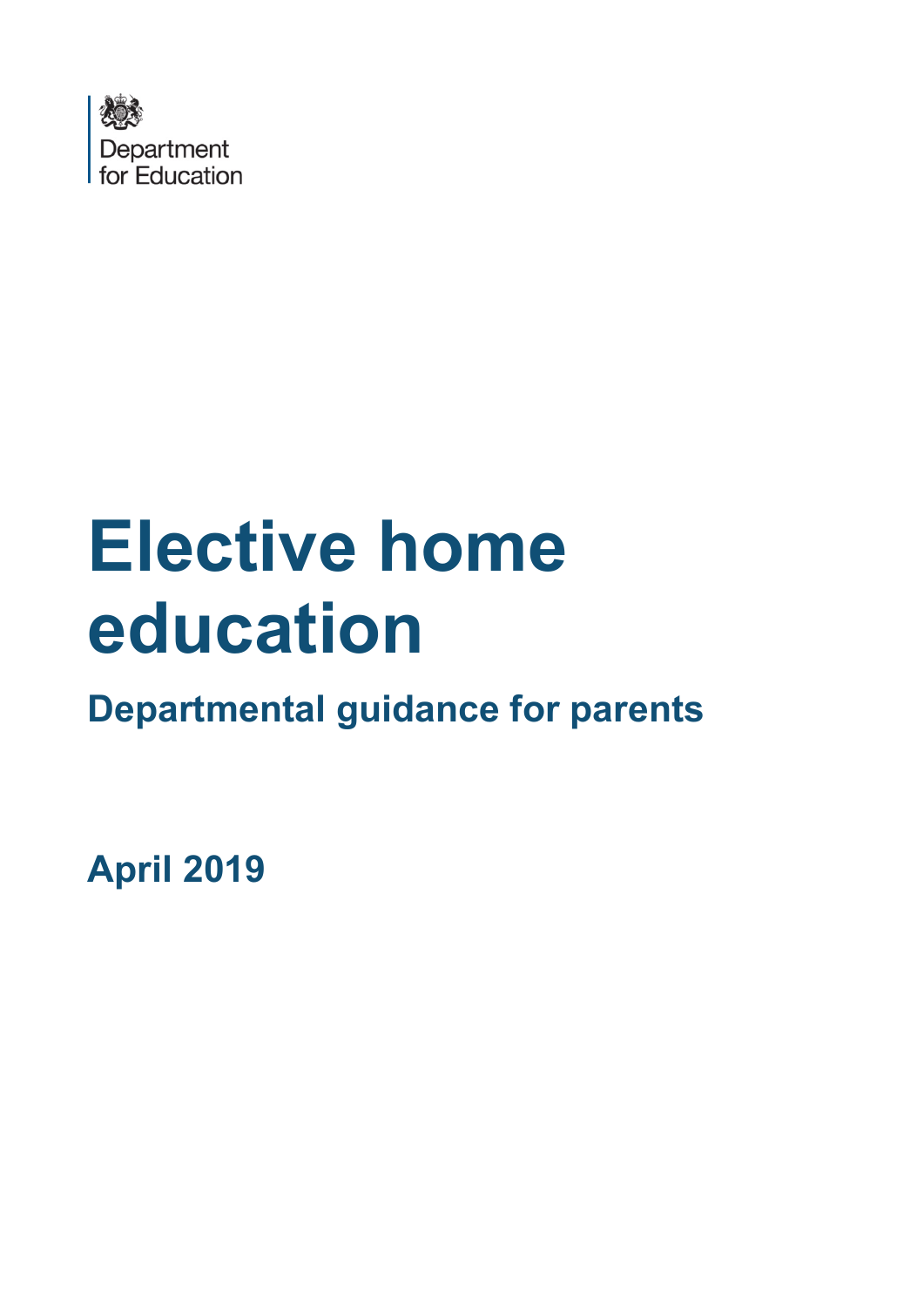Department for Education

# Elective home education

## Departmental guidance for parents

**April 2019**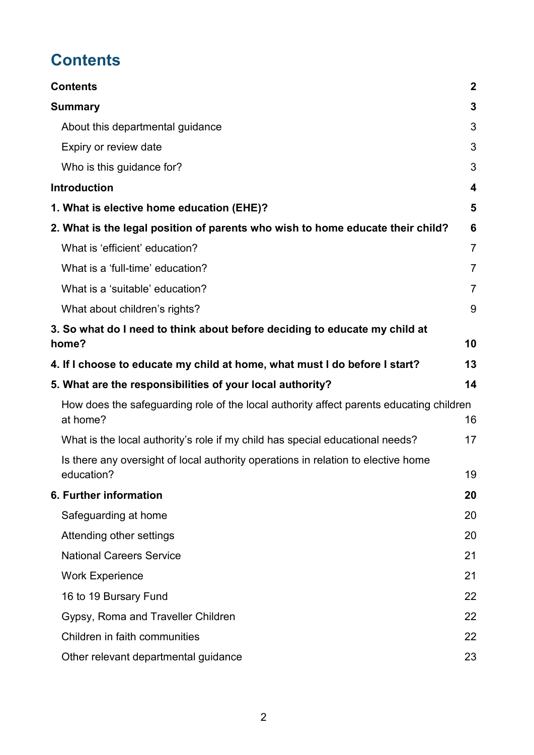# Contents

| | |
|---|---|
| **Contents** | **2** |
| **Summary** | **3** |
| About this departmental guidance | 3 |
| Expiry or review date | 3 |
| Who is this guidance for? | 3 |
| **Introduction** | **4** |
| **1. What is elective home education (EHE)?** | **5** |
| **2. What is the legal position of parents who wish to home educate their child?** | **6** |
| What is 'efficient' education? | 7 |
| What is a 'full-time' education? | 7 |
| What is a 'suitable' education? | 7 |
| What about children's rights? | 9 |
| **3. So what do I need to think about before deciding to educate my child at home?** | **10** |
| **4. If I choose to educate my child at home, what must I do before I start?** | **13** |
| **5. What are the responsibilities of your local authority?** | **14** |
| How does the safeguarding role of the local authority affect parents educating children at home? | 16 |
| What is the local authority's role if my child has special educational needs? | 17 |
| Is there any oversight of local authority operations in relation to elective home education? | 19 |
| **6. Further information** | **20** |
| Safeguarding at home | 20 |
| Attending other settings | 20 |
| National Careers Service | 21 |
| Work Experience | 21 |
| 16 to 19 Bursary Fund | 22 |
| Gypsy, Roma and Traveller Children | 22 |
| Children in faith communities | 22 |
| Other relevant departmental guidance | 23 |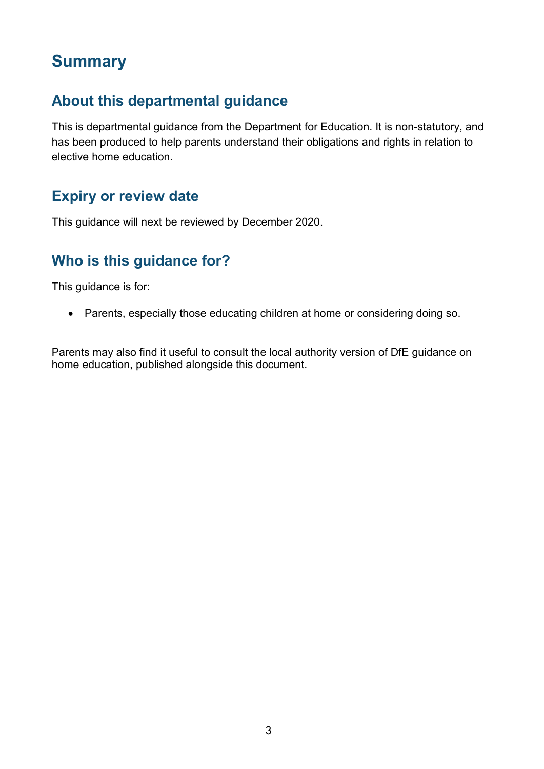# Summary

## About this departmental guidance

This is departmental guidance from the Department for Education. It is non-statutory, and has been produced to help parents understand their obligations and rights in relation to elective home education.

## Expiry or review date

This guidance will next be reviewed by December 2020.

## Who is this guidance for?

This guidance is for:

- Parents, especially those educating children at home or considering doing so.

Parents may also find it useful to consult the local authority version of DfE guidance on home education, published alongside this document.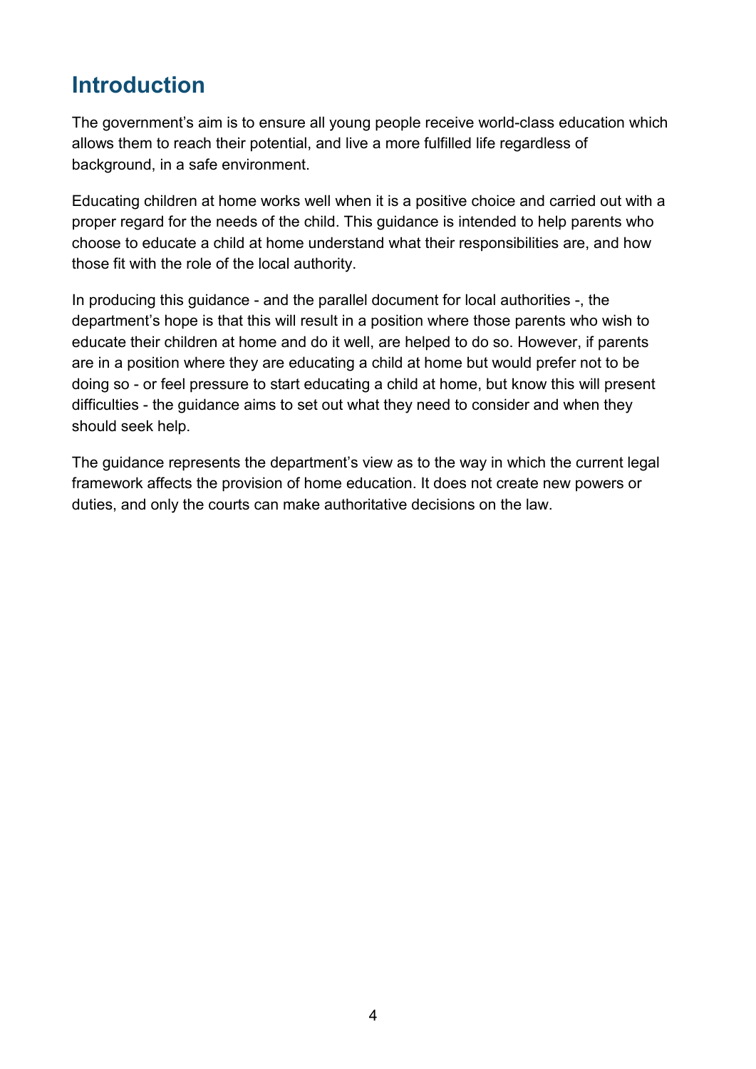## Introduction

The government's aim is to ensure all young people receive world-class education which allows them to reach their potential, and live a more fulfilled life regardless of background, in a safe environment.

Educating children at home works well when it is a positive choice and carried out with a proper regard for the needs of the child. This guidance is intended to help parents who choose to educate a child at home understand what their responsibilities are, and how those fit with the role of the local authority.

In producing this guidance - and the parallel document for local authorities -, the department's hope is that this will result in a position where those parents who wish to educate their children at home and do it well, are helped to do so. However, if parents are in a position where they are educating a child at home but would prefer not to be doing so - or feel pressure to start educating a child at home, but know this will present difficulties - the guidance aims to set out what they need to consider and when they should seek help.

The guidance represents the department's view as to the way in which the current legal framework affects the provision of home education. It does not create new powers or duties, and only the courts can make authoritative decisions on the law.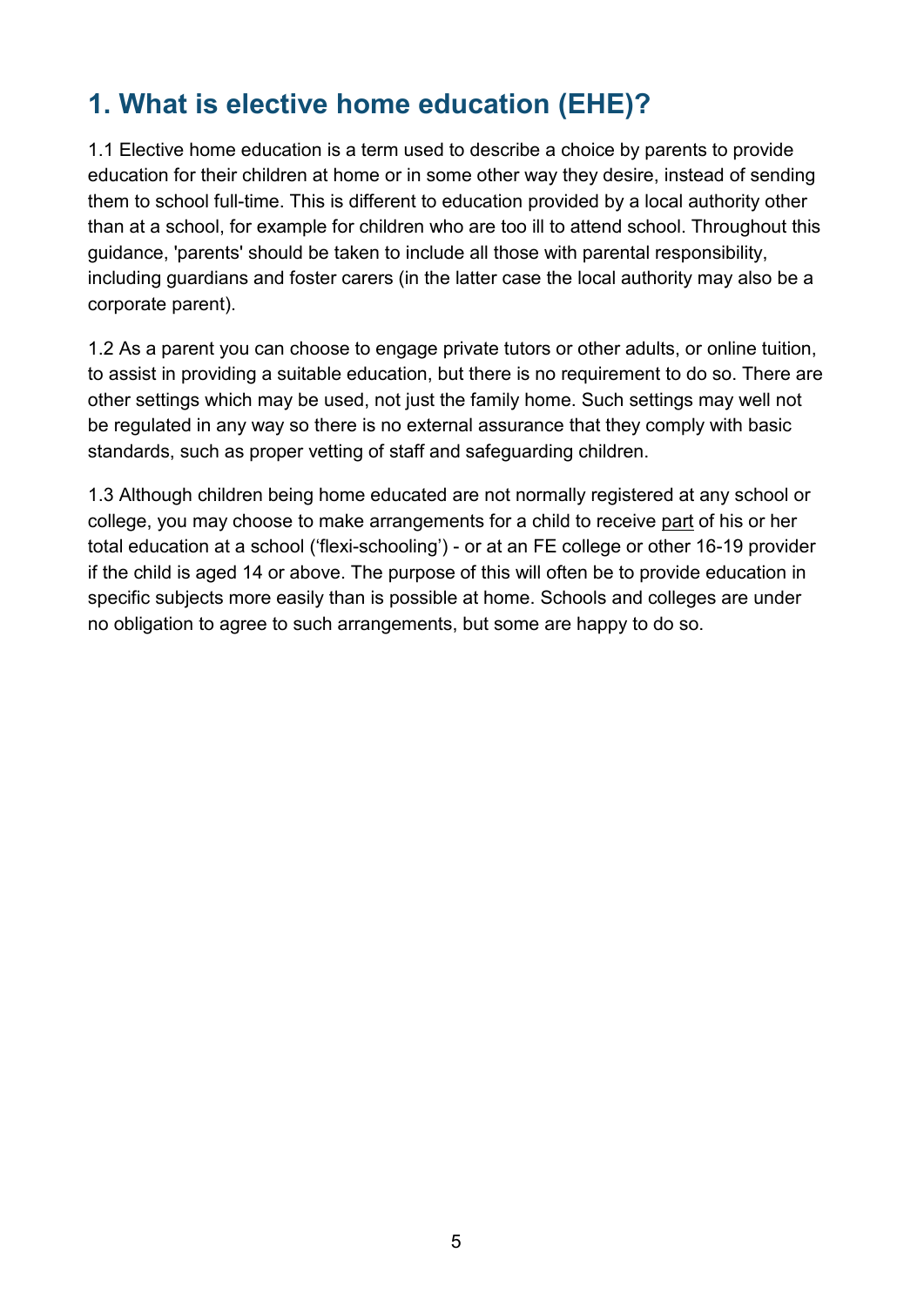## 1. What is elective home education (EHE)?

1.1 Elective home education is a term used to describe a choice by parents to provide education for their children at home or in some other way they desire, instead of sending them to school full-time. This is different to education provided by a local authority other than at a school, for example for children who are too ill to attend school. Throughout this guidance, 'parents' should be taken to include all those with parental responsibility, including guardians and foster carers (in the latter case the local authority may also be a corporate parent).

1.2 As a parent you can choose to engage private tutors or other adults, or online tuition, to assist in providing a suitable education, but there is no requirement to do so. There are other settings which may be used, not just the family home. Such settings may well not be regulated in any way so there is no external assurance that they comply with basic standards, such as proper vetting of staff and safeguarding children.

1.3 Although children being home educated are not normally registered at any school or college, you may choose to make arrangements for a child to receive part of his or her total education at a school ('flexi-schooling') - or at an FE college or other 16-19 provider if the child is aged 14 or above. The purpose of this will often be to provide education in specific subjects more easily than is possible at home. Schools and colleges are under no obligation to agree to such arrangements, but some are happy to do so.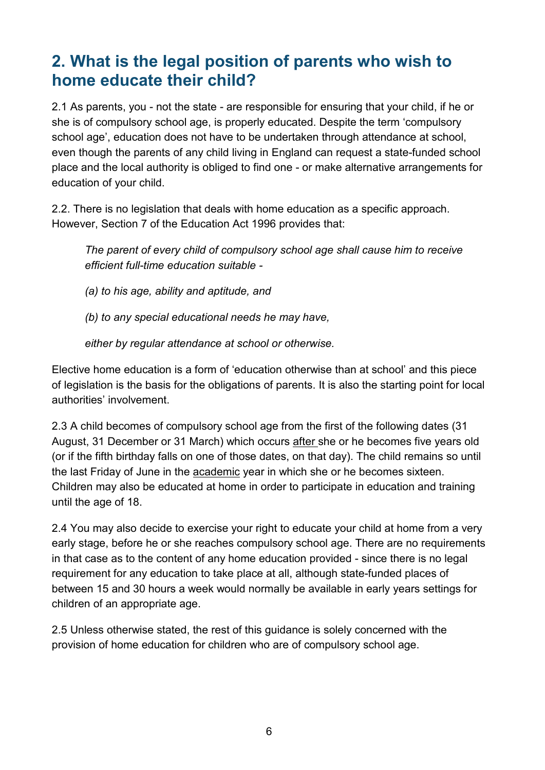## 2. What is the legal position of parents who wish to home educate their child?

2.1 As parents, you - not the state - are responsible for ensuring that your child, if he or she is of compulsory school age, is properly educated. Despite the term 'compulsory school age', education does not have to be undertaken through attendance at school, even though the parents of any child living in England can request a state-funded school place and the local authority is obliged to find one - or make alternative arrangements for education of your child.

2.2. There is no legislation that deals with home education as a specific approach. However, Section 7 of the Education Act 1996 provides that:

> *The parent of every child of compulsory school age shall cause him to receive efficient full-time education suitable -*
>
> *(a) to his age, ability and aptitude, and*
>
> *(b) to any special educational needs he may have,*
>
> *either by regular attendance at school or otherwise.*

Elective home education is a form of 'education otherwise than at school' and this piece of legislation is the basis for the obligations of parents. It is also the starting point for local authorities' involvement.

2.3 A child becomes of compulsory school age from the first of the following dates (31 August, 31 December or 31 March) which occurs after she or he becomes five years old (or if the fifth birthday falls on one of those dates, on that day). The child remains so until the last Friday of June in the academic year in which she or he becomes sixteen. Children may also be educated at home in order to participate in education and training until the age of 18.

2.4 You may also decide to exercise your right to educate your child at home from a very early stage, before he or she reaches compulsory school age. There are no requirements in that case as to the content of any home education provided - since there is no legal requirement for any education to take place at all, although state-funded places of between 15 and 30 hours a week would normally be available in early years settings for children of an appropriate age.

2.5 Unless otherwise stated, the rest of this guidance is solely concerned with the provision of home education for children who are of compulsory school age.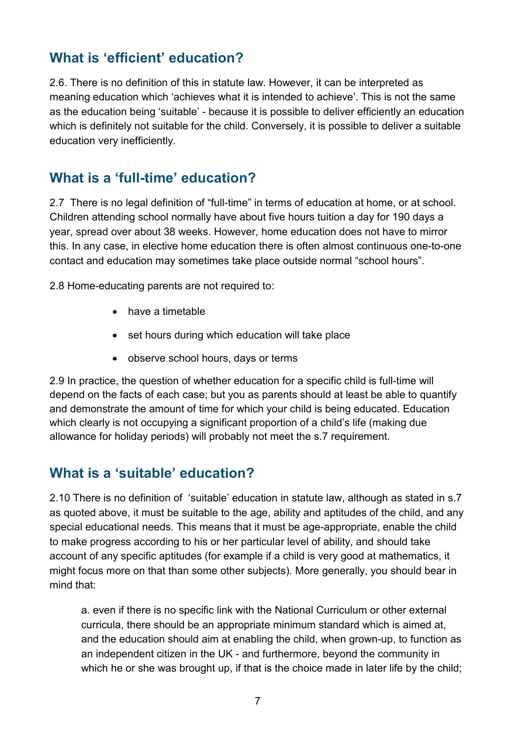## What is 'efficient' education?

2.6. There is no definition of this in statute law. However, it can be interpreted as meaning education which 'achieves what it is intended to achieve'. This is not the same as the education being 'suitable' - because it is possible to deliver efficiently an education which is definitely not suitable for the child. Conversely, it is possible to deliver a suitable education very inefficiently.

## What is a 'full-time' education?

2.7 There is no legal definition of "full-time" in terms of education at home, or at school. Children attending school normally have about five hours tuition a day for 190 days a year, spread over about 38 weeks. However, home education does not have to mirror this. In any case, in elective home education there is often almost continuous one-to-one contact and education may sometimes take place outside normal "school hours".

2.8 Home-educating parents are not required to:

- have a timetable
- set hours during which education will take place
- observe school hours, days or terms

2.9 In practice, the question of whether education for a specific child is full-time will depend on the facts of each case; but you as parents should at least be able to quantify and demonstrate the amount of time for which your child is being educated. Education which clearly is not occupying a significant proportion of a child's life (making due allowance for holiday periods) will probably not meet the s.7 requirement.

## What is a 'suitable' education?

2.10 There is no definition of 'suitable' education in statute law, although as stated in s.7 as quoted above, it must be suitable to the age, ability and aptitudes of the child, and any special educational needs. This means that it must be age-appropriate, enable the child to make progress according to his or her particular level of ability, and should take account of any specific aptitudes (for example if a child is very good at mathematics, it might focus more on that than some other subjects). More generally, you should bear in mind that:

a. even if there is no specific link with the National Curriculum or other external curricula, there should be an appropriate minimum standard which is aimed at, and the education should aim at enabling the child, when grown-up, to function as an independent citizen in the UK - and furthermore, beyond the community in which he or she was brought up, if that is the choice made in later life by the child;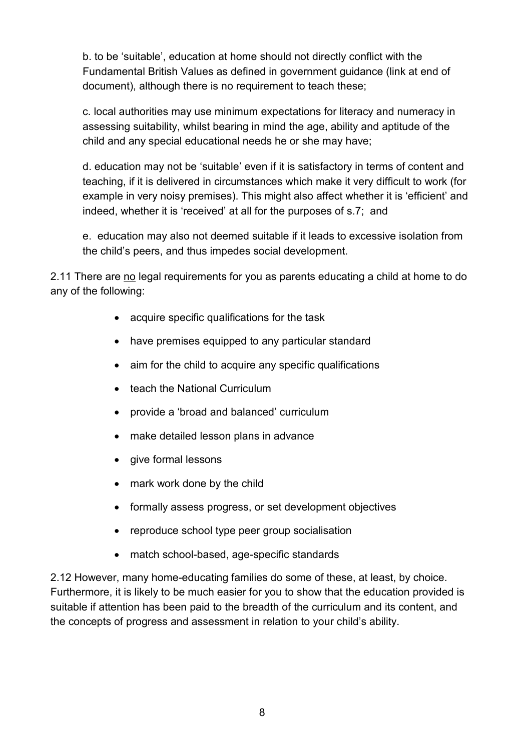b. to be 'suitable', education at home should not directly conflict with the Fundamental British Values as defined in government guidance (link at end of document), although there is no requirement to teach these;

c. local authorities may use minimum expectations for literacy and numeracy in assessing suitability, whilst bearing in mind the age, ability and aptitude of the child and any special educational needs he or she may have;

d. education may not be 'suitable' even if it is satisfactory in terms of content and teaching, if it is delivered in circumstances which make it very difficult to work (for example in very noisy premises). This might also affect whether it is 'efficient' and indeed, whether it is 'received' at all for the purposes of s.7; and

e. education may also not deemed suitable if it leads to excessive isolation from the child's peers, and thus impedes social development.

2.11 There are <u>no</u> legal requirements for you as parents educating a child at home to do any of the following:

- acquire specific qualifications for the task
- have premises equipped to any particular standard
- aim for the child to acquire any specific qualifications
- teach the National Curriculum
- provide a 'broad and balanced' curriculum
- make detailed lesson plans in advance
- give formal lessons
- mark work done by the child
- formally assess progress, or set development objectives
- reproduce school type peer group socialisation
- match school-based, age-specific standards

2.12 However, many home-educating families do some of these, at least, by choice. Furthermore, it is likely to be much easier for you to show that the education provided is suitable if attention has been paid to the breadth of the curriculum and its content, and the concepts of progress and assessment in relation to your child's ability.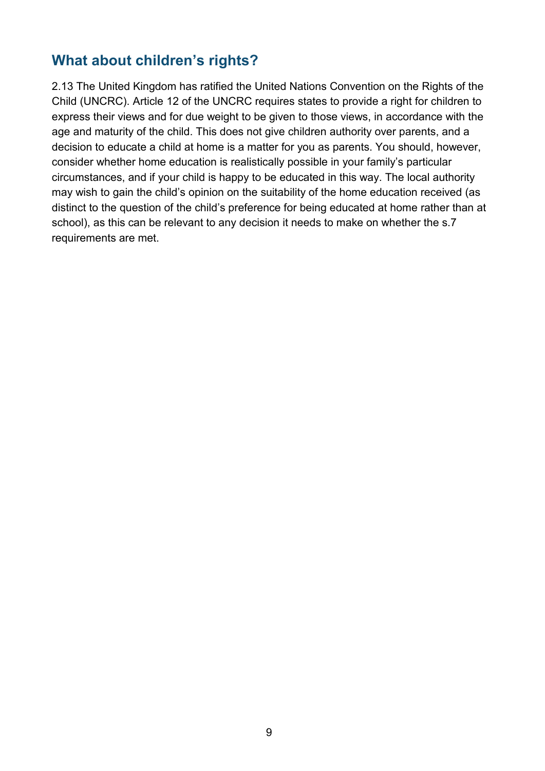## What about children's rights?

2.13 The United Kingdom has ratified the United Nations Convention on the Rights of the Child (UNCRC). Article 12 of the UNCRC requires states to provide a right for children to express their views and for due weight to be given to those views, in accordance with the age and maturity of the child. This does not give children authority over parents, and a decision to educate a child at home is a matter for you as parents. You should, however, consider whether home education is realistically possible in your family's particular circumstances, and if your child is happy to be educated in this way. The local authority may wish to gain the child's opinion on the suitability of the home education received (as distinct to the question of the child's preference for being educated at home rather than at school), as this can be relevant to any decision it needs to make on whether the s.7 requirements are met.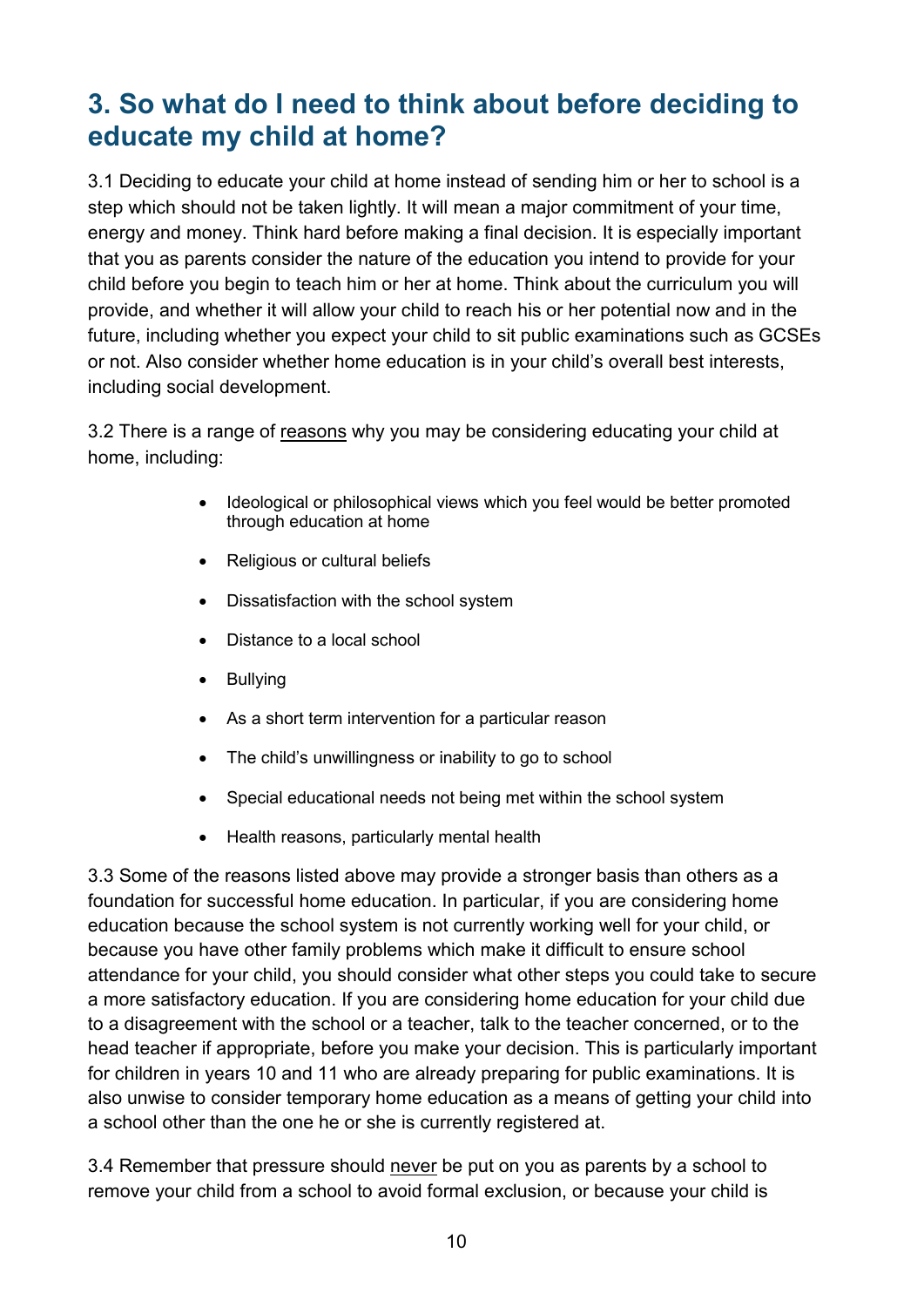## 3. So what do I need to think about before deciding to educate my child at home?

3.1 Deciding to educate your child at home instead of sending him or her to school is a step which should not be taken lightly. It will mean a major commitment of your time, energy and money. Think hard before making a final decision. It is especially important that you as parents consider the nature of the education you intend to provide for your child before you begin to teach him or her at home. Think about the curriculum you will provide, and whether it will allow your child to reach his or her potential now and in the future, including whether you expect your child to sit public examinations such as GCSEs or not. Also consider whether home education is in your child's overall best interests, including social development.

3.2 There is a range of <u>reasons</u> why you may be considering educating your child at home, including:

- Ideological or philosophical views which you feel would be better promoted through education at home
- Religious or cultural beliefs
- Dissatisfaction with the school system
- Distance to a local school
- Bullying
- As a short term intervention for a particular reason
- The child's unwillingness or inability to go to school
- Special educational needs not being met within the school system
- Health reasons, particularly mental health

3.3 Some of the reasons listed above may provide a stronger basis than others as a foundation for successful home education. In particular, if you are considering home education because the school system is not currently working well for your child, or because you have other family problems which make it difficult to ensure school attendance for your child, you should consider what other steps you could take to secure a more satisfactory education. If you are considering home education for your child due to a disagreement with the school or a teacher, talk to the teacher concerned, or to the head teacher if appropriate, before you make your decision. This is particularly important for children in years 10 and 11 who are already preparing for public examinations. It is also unwise to consider temporary home education as a means of getting your child into a school other than the one he or she is currently registered at.

3.4 Remember that pressure should <u>never</u> be put on you as parents by a school to remove your child from a school to avoid formal exclusion, or because your child is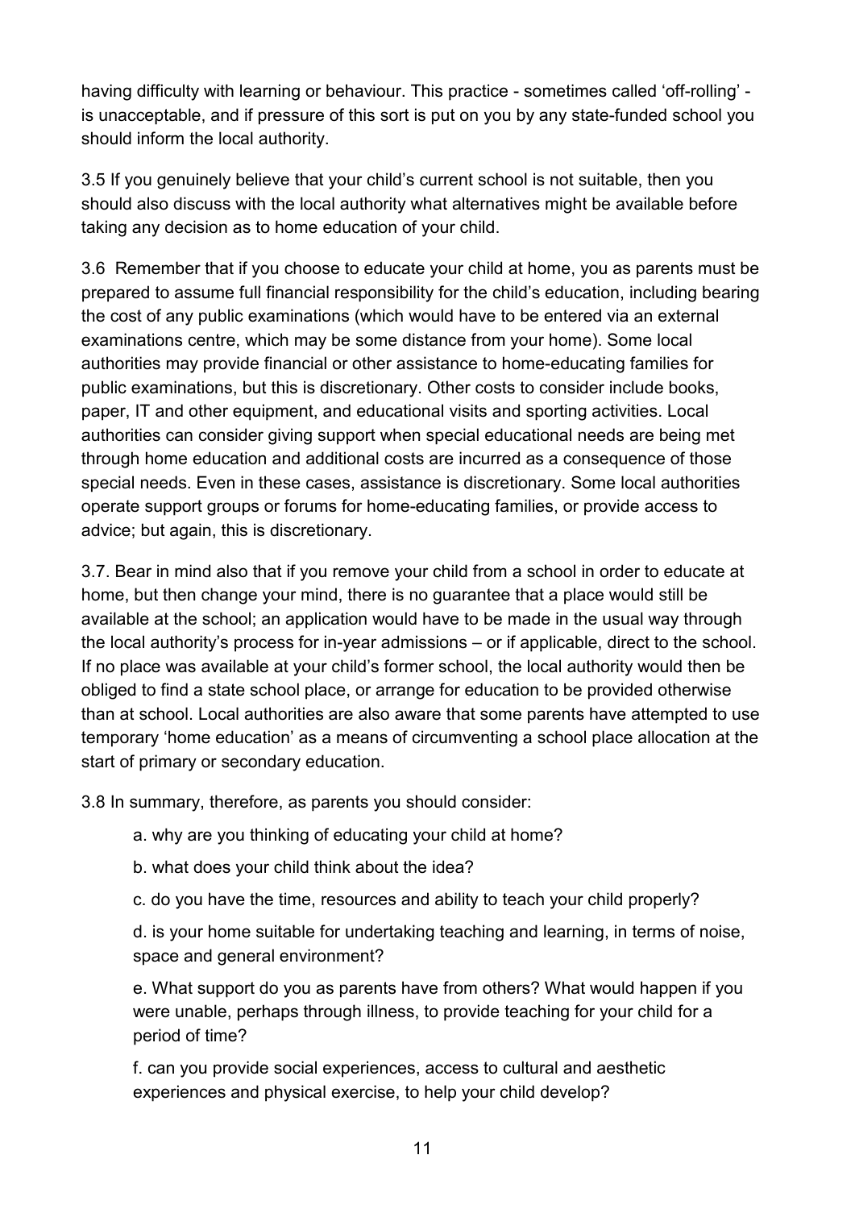having difficulty with learning or behaviour. This practice - sometimes called 'off-rolling' - is unacceptable, and if pressure of this sort is put on you by any state-funded school you should inform the local authority.

3.5 If you genuinely believe that your child's current school is not suitable, then you should also discuss with the local authority what alternatives might be available before taking any decision as to home education of your child.

3.6 Remember that if you choose to educate your child at home, you as parents must be prepared to assume full financial responsibility for the child's education, including bearing the cost of any public examinations (which would have to be entered via an external examinations centre, which may be some distance from your home). Some local authorities may provide financial or other assistance to home-educating families for public examinations, but this is discretionary. Other costs to consider include books, paper, IT and other equipment, and educational visits and sporting activities. Local authorities can consider giving support when special educational needs are being met through home education and additional costs are incurred as a consequence of those special needs. Even in these cases, assistance is discretionary. Some local authorities operate support groups or forums for home-educating families, or provide access to advice; but again, this is discretionary.

3.7. Bear in mind also that if you remove your child from a school in order to educate at home, but then change your mind, there is no guarantee that a place would still be available at the school; an application would have to be made in the usual way through the local authority's process for in-year admissions – or if applicable, direct to the school. If no place was available at your child's former school, the local authority would then be obliged to find a state school place, or arrange for education to be provided otherwise than at school. Local authorities are also aware that some parents have attempted to use temporary 'home education' as a means of circumventing a school place allocation at the start of primary or secondary education.

3.8 In summary, therefore, as parents you should consider:

a. why are you thinking of educating your child at home?

b. what does your child think about the idea?

c. do you have the time, resources and ability to teach your child properly?

d. is your home suitable for undertaking teaching and learning, in terms of noise, space and general environment?

e. What support do you as parents have from others? What would happen if you were unable, perhaps through illness, to provide teaching for your child for a period of time?

f. can you provide social experiences, access to cultural and aesthetic experiences and physical exercise, to help your child develop?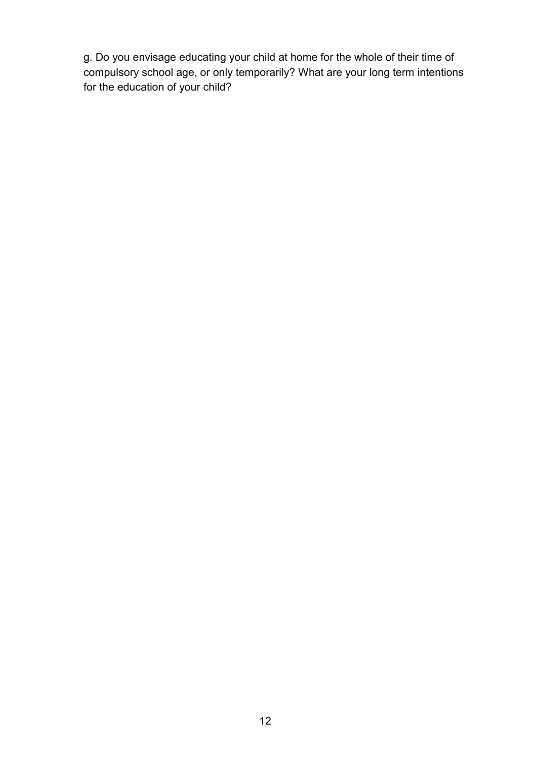g. Do you envisage educating your child at home for the whole of their time of compulsory school age, or only temporarily? What are your long term intentions for the education of your child?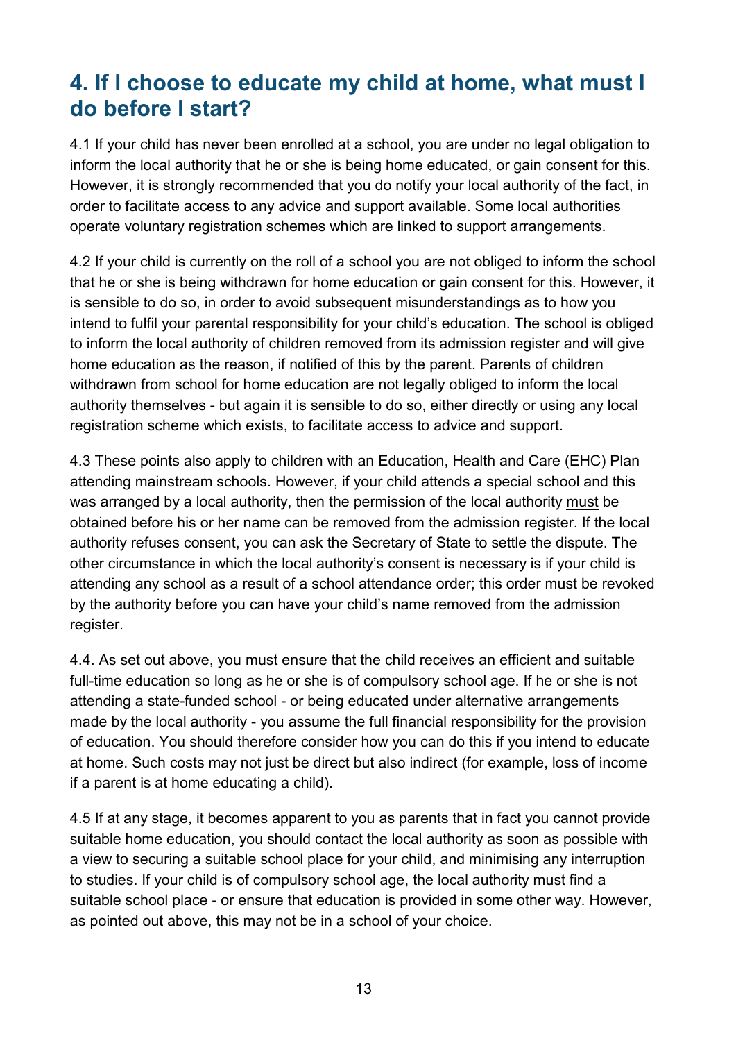## 4. If I choose to educate my child at home, what must I do before I start?

4.1 If your child has never been enrolled at a school, you are under no legal obligation to inform the local authority that he or she is being home educated, or gain consent for this. However, it is strongly recommended that you do notify your local authority of the fact, in order to facilitate access to any advice and support available. Some local authorities operate voluntary registration schemes which are linked to support arrangements.

4.2 If your child is currently on the roll of a school you are not obliged to inform the school that he or she is being withdrawn for home education or gain consent for this. However, it is sensible to do so, in order to avoid subsequent misunderstandings as to how you intend to fulfil your parental responsibility for your child's education. The school is obliged to inform the local authority of children removed from its admission register and will give home education as the reason, if notified of this by the parent. Parents of children withdrawn from school for home education are not legally obliged to inform the local authority themselves - but again it is sensible to do so, either directly or using any local registration scheme which exists, to facilitate access to advice and support.

4.3 These points also apply to children with an Education, Health and Care (EHC) Plan attending mainstream schools. However, if your child attends a special school and this was arranged by a local authority, then the permission of the local authority <u>must</u> be obtained before his or her name can be removed from the admission register. If the local authority refuses consent, you can ask the Secretary of State to settle the dispute. The other circumstance in which the local authority's consent is necessary is if your child is attending any school as a result of a school attendance order; this order must be revoked by the authority before you can have your child's name removed from the admission register.

4.4. As set out above, you must ensure that the child receives an efficient and suitable full-time education so long as he or she is of compulsory school age. If he or she is not attending a state-funded school - or being educated under alternative arrangements made by the local authority - you assume the full financial responsibility for the provision of education. You should therefore consider how you can do this if you intend to educate at home. Such costs may not just be direct but also indirect (for example, loss of income if a parent is at home educating a child).

4.5 If at any stage, it becomes apparent to you as parents that in fact you cannot provide suitable home education, you should contact the local authority as soon as possible with a view to securing a suitable school place for your child, and minimising any interruption to studies. If your child is of compulsory school age, the local authority must find a suitable school place - or ensure that education is provided in some other way. However, as pointed out above, this may not be in a school of your choice.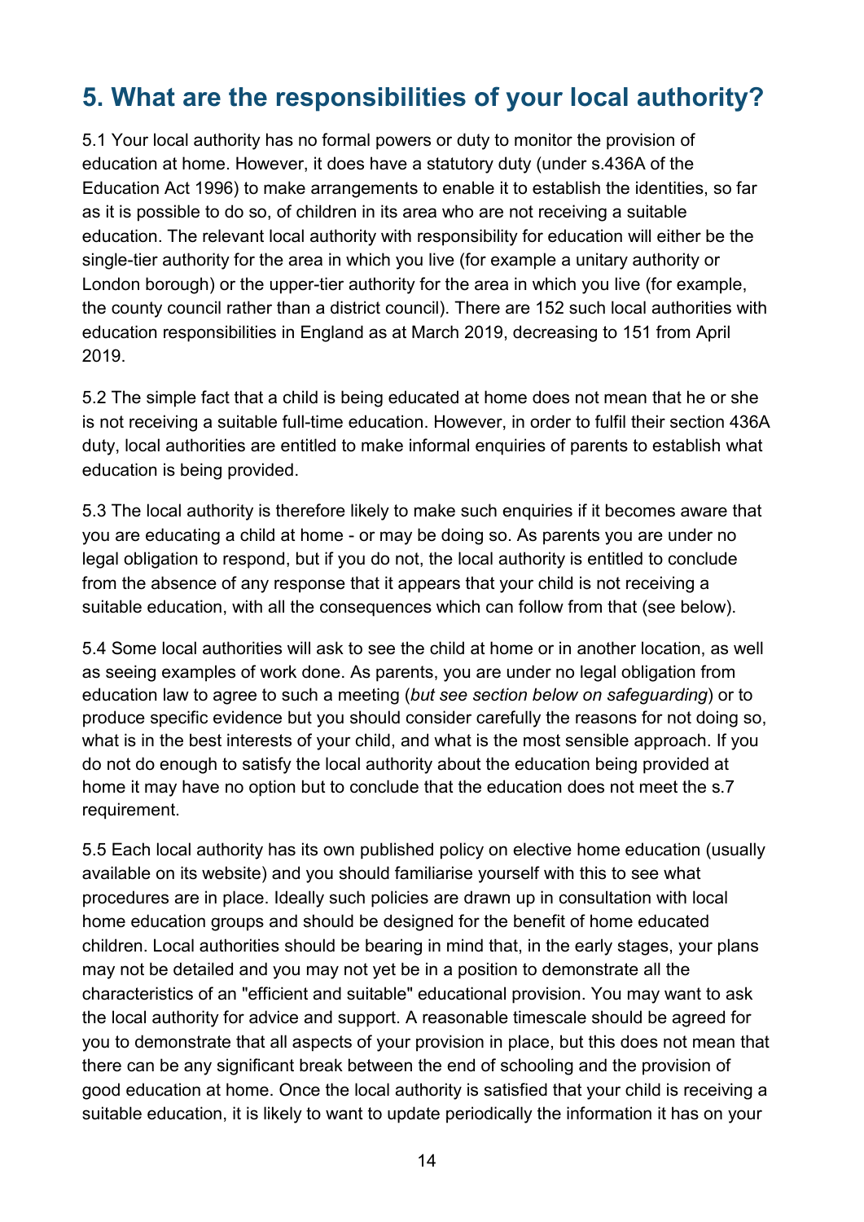## 5. What are the responsibilities of your local authority?

5.1 Your local authority has no formal powers or duty to monitor the provision of education at home. However, it does have a statutory duty (under s.436A of the Education Act 1996) to make arrangements to enable it to establish the identities, so far as it is possible to do so, of children in its area who are not receiving a suitable education. The relevant local authority with responsibility for education will either be the single-tier authority for the area in which you live (for example a unitary authority or London borough) or the upper-tier authority for the area in which you live (for example, the county council rather than a district council). There are 152 such local authorities with education responsibilities in England as at March 2019, decreasing to 151 from April 2019.

5.2 The simple fact that a child is being educated at home does not mean that he or she is not receiving a suitable full-time education. However, in order to fulfil their section 436A duty, local authorities are entitled to make informal enquiries of parents to establish what education is being provided.

5.3 The local authority is therefore likely to make such enquiries if it becomes aware that you are educating a child at home - or may be doing so. As parents you are under no legal obligation to respond, but if you do not, the local authority is entitled to conclude from the absence of any response that it appears that your child is not receiving a suitable education, with all the consequences which can follow from that (see below).

5.4 Some local authorities will ask to see the child at home or in another location, as well as seeing examples of work done. As parents, you are under no legal obligation from education law to agree to such a meeting (*but see section below on safeguarding*) or to produce specific evidence but you should consider carefully the reasons for not doing so, what is in the best interests of your child, and what is the most sensible approach. If you do not do enough to satisfy the local authority about the education being provided at home it may have no option but to conclude that the education does not meet the s.7 requirement.

5.5 Each local authority has its own published policy on elective home education (usually available on its website) and you should familiarise yourself with this to see what procedures are in place. Ideally such policies are drawn up in consultation with local home education groups and should be designed for the benefit of home educated children. Local authorities should be bearing in mind that, in the early stages, your plans may not be detailed and you may not yet be in a position to demonstrate all the characteristics of an "efficient and suitable" educational provision. You may want to ask the local authority for advice and support. A reasonable timescale should be agreed for you to demonstrate that all aspects of your provision in place, but this does not mean that there can be any significant break between the end of schooling and the provision of good education at home. Once the local authority is satisfied that your child is receiving a suitable education, it is likely to want to update periodically the information it has on your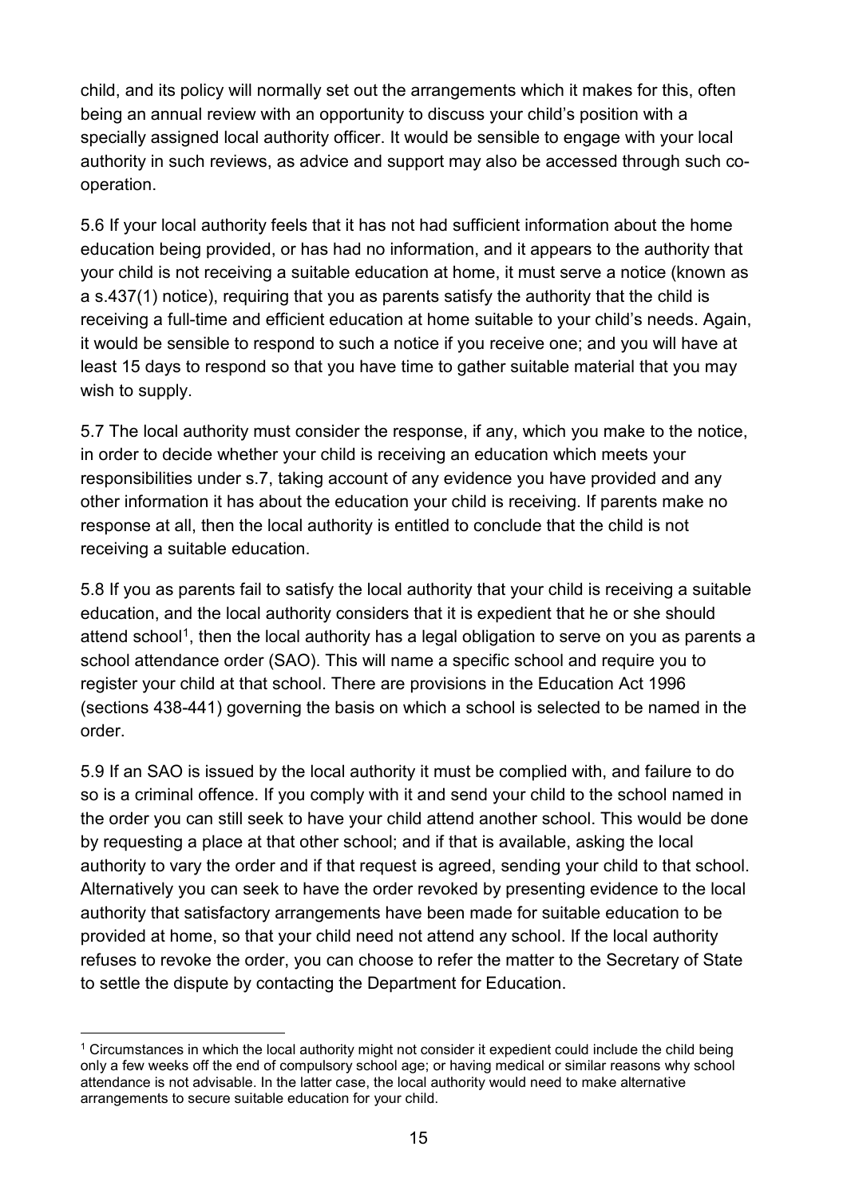child, and its policy will normally set out the arrangements which it makes for this, often being an annual review with an opportunity to discuss your child's position with a specially assigned local authority officer. It would be sensible to engage with your local authority in such reviews, as advice and support may also be accessed through such co-operation.

5.6 If your local authority feels that it has not had sufficient information about the home education being provided, or has had no information, and it appears to the authority that your child is not receiving a suitable education at home, it must serve a notice (known as a s.437(1) notice), requiring that you as parents satisfy the authority that the child is receiving a full-time and efficient education at home suitable to your child's needs. Again, it would be sensible to respond to such a notice if you receive one; and you will have at least 15 days to respond so that you have time to gather suitable material that you may wish to supply.

5.7 The local authority must consider the response, if any, which you make to the notice, in order to decide whether your child is receiving an education which meets your responsibilities under s.7, taking account of any evidence you have provided and any other information it has about the education your child is receiving. If parents make no response at all, then the local authority is entitled to conclude that the child is not receiving a suitable education.

5.8 If you as parents fail to satisfy the local authority that your child is receiving a suitable education, and the local authority considers that it is expedient that he or she should attend school[1], then the local authority has a legal obligation to serve on you as parents a school attendance order (SAO). This will name a specific school and require you to register your child at that school. There are provisions in the Education Act 1996 (sections 438-441) governing the basis on which a school is selected to be named in the order.

5.9 If an SAO is issued by the local authority it must be complied with, and failure to do so is a criminal offence. If you comply with it and send your child to the school named in the order you can still seek to have your child attend another school. This would be done by requesting a place at that other school; and if that is available, asking the local authority to vary the order and if that request is agreed, sending your child to that school. Alternatively you can seek to have the order revoked by presenting evidence to the local authority that satisfactory arrangements have been made for suitable education to be provided at home, so that your child need not attend any school. If the local authority refuses to revoke the order, you can choose to refer the matter to the Secretary of State to settle the dispute by contacting the Department for Education.

---

[1] Circumstances in which the local authority might not consider it expedient could include the child being only a few weeks off the end of compulsory school age; or having medical or similar reasons why school attendance is not advisable. In the latter case, the local authority would need to make alternative arrangements to secure suitable education for your child.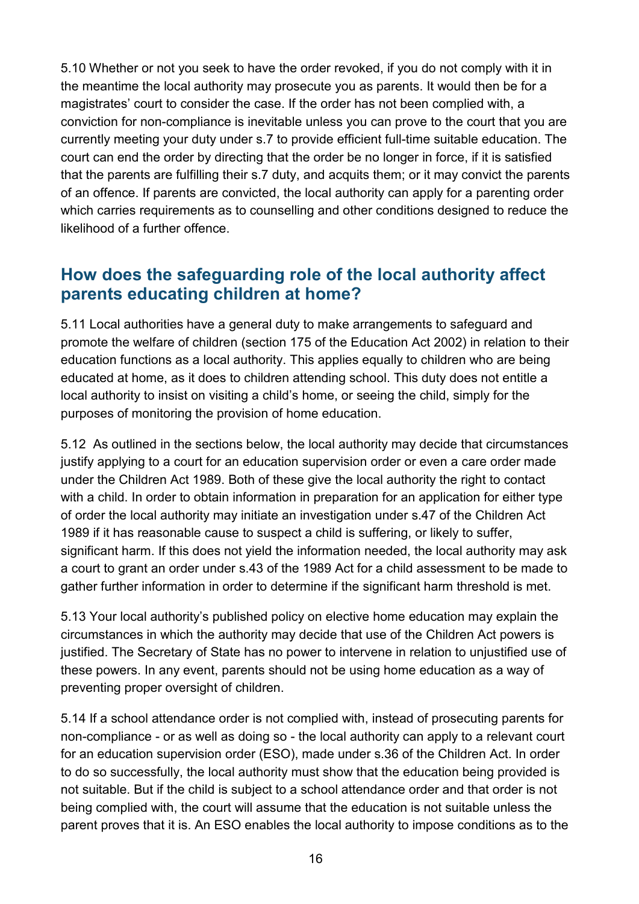5.10 Whether or not you seek to have the order revoked, if you do not comply with it in the meantime the local authority may prosecute you as parents. It would then be for a magistrates' court to consider the case. If the order has not been complied with, a conviction for non-compliance is inevitable unless you can prove to the court that you are currently meeting your duty under s.7 to provide efficient full-time suitable education. The court can end the order by directing that the order be no longer in force, if it is satisfied that the parents are fulfilling their s.7 duty, and acquits them; or it may convict the parents of an offence. If parents are convicted, the local authority can apply for a parenting order which carries requirements as to counselling and other conditions designed to reduce the likelihood of a further offence.

## How does the safeguarding role of the local authority affect parents educating children at home?

5.11 Local authorities have a general duty to make arrangements to safeguard and promote the welfare of children (section 175 of the Education Act 2002) in relation to their education functions as a local authority. This applies equally to children who are being educated at home, as it does to children attending school. This duty does not entitle a local authority to insist on visiting a child's home, or seeing the child, simply for the purposes of monitoring the provision of home education.

5.12 As outlined in the sections below, the local authority may decide that circumstances justify applying to a court for an education supervision order or even a care order made under the Children Act 1989. Both of these give the local authority the right to contact with a child. In order to obtain information in preparation for an application for either type of order the local authority may initiate an investigation under s.47 of the Children Act 1989 if it has reasonable cause to suspect a child is suffering, or likely to suffer, significant harm. If this does not yield the information needed, the local authority may ask a court to grant an order under s.43 of the 1989 Act for a child assessment to be made to gather further information in order to determine if the significant harm threshold is met.

5.13 Your local authority's published policy on elective home education may explain the circumstances in which the authority may decide that use of the Children Act powers is justified. The Secretary of State has no power to intervene in relation to unjustified use of these powers. In any event, parents should not be using home education as a way of preventing proper oversight of children.

5.14 If a school attendance order is not complied with, instead of prosecuting parents for non-compliance - or as well as doing so - the local authority can apply to a relevant court for an education supervision order (ESO), made under s.36 of the Children Act. In order to do so successfully, the local authority must show that the education being provided is not suitable. But if the child is subject to a school attendance order and that order is not being complied with, the court will assume that the education is not suitable unless the parent proves that it is. An ESO enables the local authority to impose conditions as to the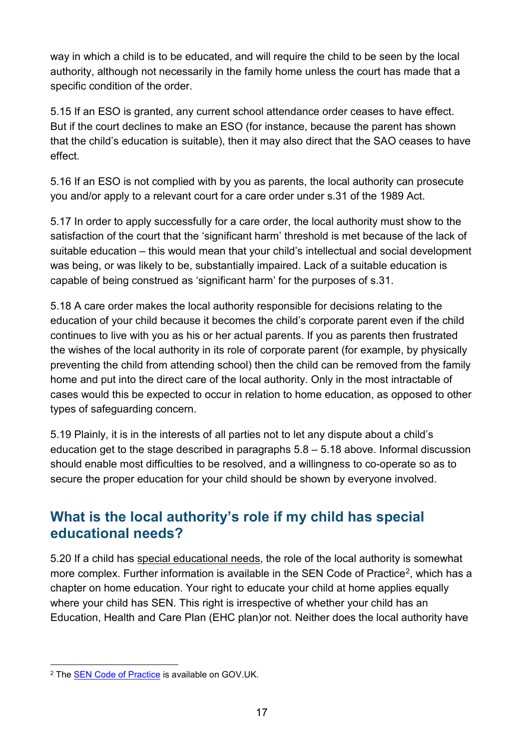way in which a child is to be educated, and will require the child to be seen by the local authority, although not necessarily in the family home unless the court has made that a specific condition of the order.

5.15 If an ESO is granted, any current school attendance order ceases to have effect. But if the court declines to make an ESO (for instance, because the parent has shown that the child's education is suitable), then it may also direct that the SAO ceases to have effect.

5.16 If an ESO is not complied with by you as parents, the local authority can prosecute you and/or apply to a relevant court for a care order under s.31 of the 1989 Act.

5.17 In order to apply successfully for a care order, the local authority must show to the satisfaction of the court that the 'significant harm' threshold is met because of the lack of suitable education – this would mean that your child's intellectual and social development was being, or was likely to be, substantially impaired. Lack of a suitable education is capable of being construed as 'significant harm' for the purposes of s.31.

5.18 A care order makes the local authority responsible for decisions relating to the education of your child because it becomes the child's corporate parent even if the child continues to live with you as his or her actual parents. If you as parents then frustrated the wishes of the local authority in its role of corporate parent (for example, by physically preventing the child from attending school) then the child can be removed from the family home and put into the direct care of the local authority. Only in the most intractable of cases would this be expected to occur in relation to home education, as opposed to other types of safeguarding concern.

5.19 Plainly, it is in the interests of all parties not to let any dispute about a child's education get to the stage described in paragraphs 5.8 – 5.18 above. Informal discussion should enable most difficulties to be resolved, and a willingness to co-operate so as to secure the proper education for your child should be shown by everyone involved.

## What is the local authority's role if my child has special educational needs?

5.20 If a child has special educational needs, the role of the local authority is somewhat more complex. Further information is available in the SEN Code of Practice[2], which has a chapter on home education. Your right to educate your child at home applies equally where your child has SEN. This right is irrespective of whether your child has an Education, Health and Care Plan (EHC plan)or not. Neither does the local authority have

---

[2] The SEN Code of Practice is available on GOV.UK.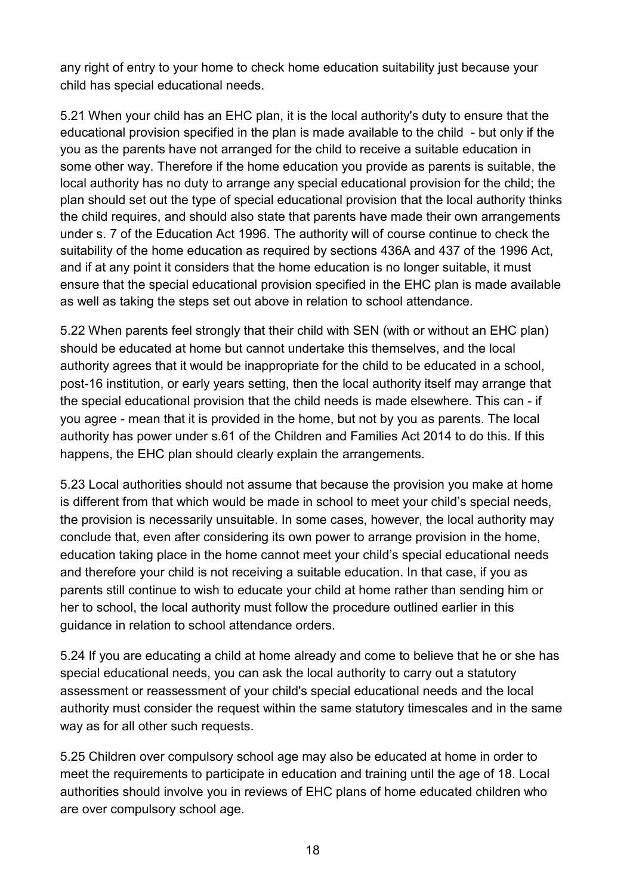any right of entry to your home to check home education suitability just because your child has special educational needs.

5.21 When your child has an EHC plan, it is the local authority's duty to ensure that the educational provision specified in the plan is made available to the child - but only if the you as the parents have not arranged for the child to receive a suitable education in some other way. Therefore if the home education you provide as parents is suitable, the local authority has no duty to arrange any special educational provision for the child; the plan should set out the type of special educational provision that the local authority thinks the child requires, and should also state that parents have made their own arrangements under s. 7 of the Education Act 1996. The authority will of course continue to check the suitability of the home education as required by sections 436A and 437 of the 1996 Act, and if at any point it considers that the home education is no longer suitable, it must ensure that the special educational provision specified in the EHC plan is made available as well as taking the steps set out above in relation to school attendance.

5.22 When parents feel strongly that their child with SEN (with or without an EHC plan) should be educated at home but cannot undertake this themselves, and the local authority agrees that it would be inappropriate for the child to be educated in a school, post-16 institution, or early years setting, then the local authority itself may arrange that the special educational provision that the child needs is made elsewhere. This can - if you agree - mean that it is provided in the home, but not by you as parents. The local authority has power under s.61 of the Children and Families Act 2014 to do this. If this happens, the EHC plan should clearly explain the arrangements.

5.23 Local authorities should not assume that because the provision you make at home is different from that which would be made in school to meet your child's special needs, the provision is necessarily unsuitable. In some cases, however, the local authority may conclude that, even after considering its own power to arrange provision in the home, education taking place in the home cannot meet your child's special educational needs and therefore your child is not receiving a suitable education. In that case, if you as parents still continue to wish to educate your child at home rather than sending him or her to school, the local authority must follow the procedure outlined earlier in this guidance in relation to school attendance orders.

5.24 If you are educating a child at home already and come to believe that he or she has special educational needs, you can ask the local authority to carry out a statutory assessment or reassessment of your child's special educational needs and the local authority must consider the request within the same statutory timescales and in the same way as for all other such requests.

5.25 Children over compulsory school age may also be educated at home in order to meet the requirements to participate in education and training until the age of 18. Local authorities should involve you in reviews of EHC plans of home educated children who are over compulsory school age.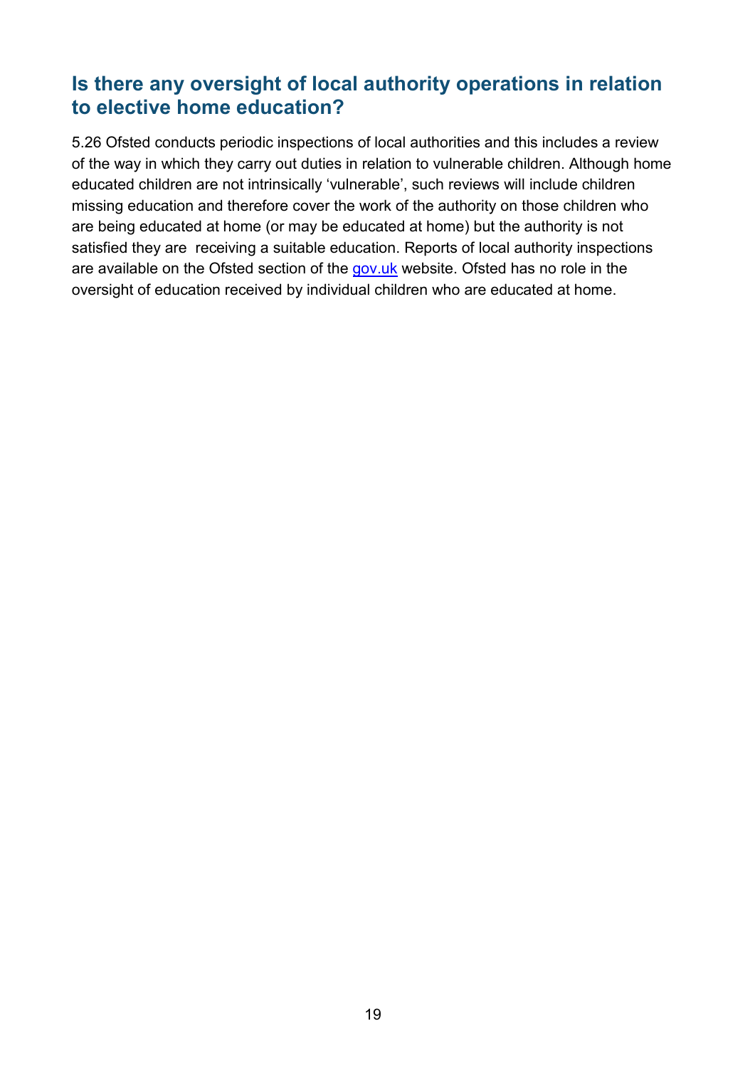## Is there any oversight of local authority operations in relation to elective home education?

5.26 Ofsted conducts periodic inspections of local authorities and this includes a review of the way in which they carry out duties in relation to vulnerable children. Although home educated children are not intrinsically 'vulnerable', such reviews will include children missing education and therefore cover the work of the authority on those children who are being educated at home (or may be educated at home) but the authority is not satisfied they are receiving a suitable education. Reports of local authority inspections are available on the Ofsted section of the [gov.uk](gov.uk) website. Ofsted has no role in the oversight of education received by individual children who are educated at home.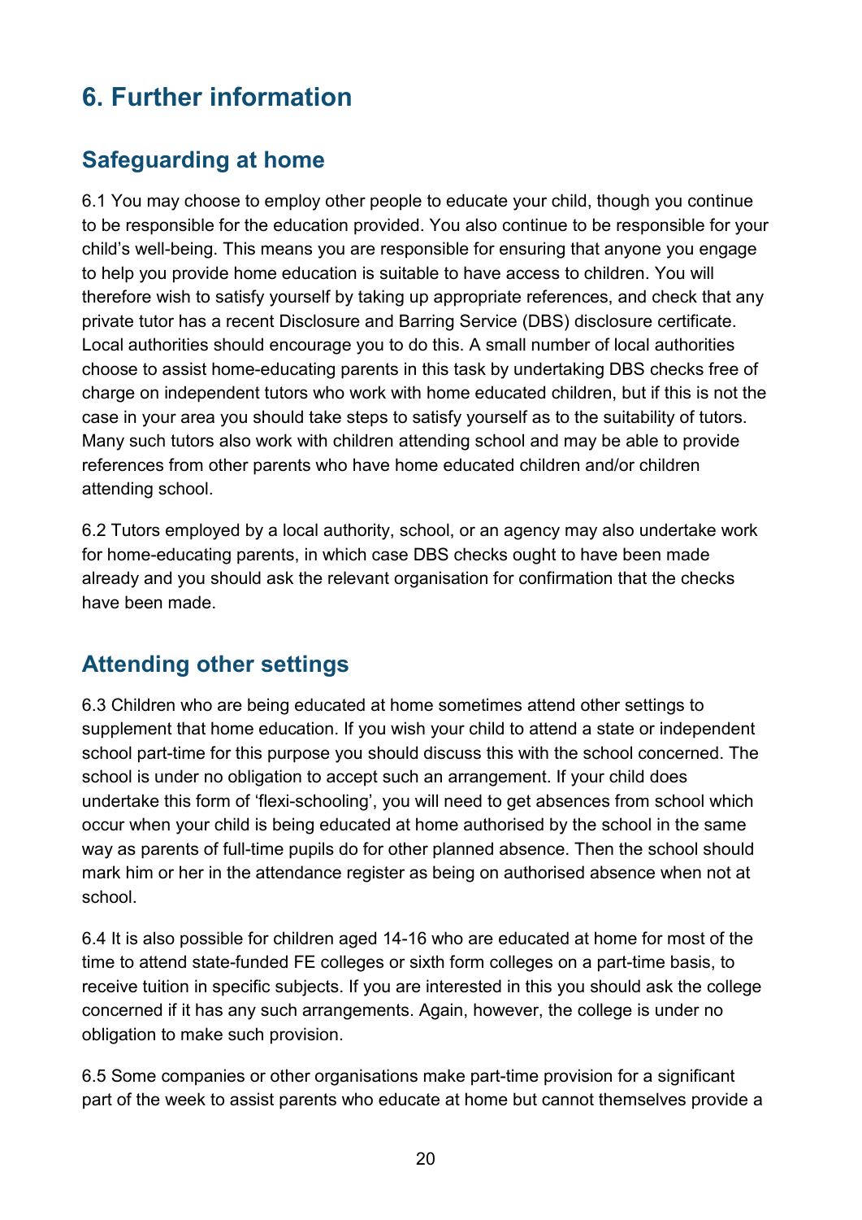# 6. Further information

## Safeguarding at home

6.1 You may choose to employ other people to educate your child, though you continue to be responsible for the education provided. You also continue to be responsible for your child's well-being. This means you are responsible for ensuring that anyone you engage to help you provide home education is suitable to have access to children. You will therefore wish to satisfy yourself by taking up appropriate references, and check that any private tutor has a recent Disclosure and Barring Service (DBS) disclosure certificate. Local authorities should encourage you to do this. A small number of local authorities choose to assist home-educating parents in this task by undertaking DBS checks free of charge on independent tutors who work with home educated children, but if this is not the case in your area you should take steps to satisfy yourself as to the suitability of tutors. Many such tutors also work with children attending school and may be able to provide references from other parents who have home educated children and/or children attending school.

6.2 Tutors employed by a local authority, school, or an agency may also undertake work for home-educating parents, in which case DBS checks ought to have been made already and you should ask the relevant organisation for confirmation that the checks have been made.

## Attending other settings

6.3 Children who are being educated at home sometimes attend other settings to supplement that home education. If you wish your child to attend a state or independent school part-time for this purpose you should discuss this with the school concerned. The school is under no obligation to accept such an arrangement. If your child does undertake this form of 'flexi-schooling', you will need to get absences from school which occur when your child is being educated at home authorised by the school in the same way as parents of full-time pupils do for other planned absence. Then the school should mark him or her in the attendance register as being on authorised absence when not at school.

6.4 It is also possible for children aged 14-16 who are educated at home for most of the time to attend state-funded FE colleges or sixth form colleges on a part-time basis, to receive tuition in specific subjects. If you are interested in this you should ask the college concerned if it has any such arrangements. Again, however, the college is under no obligation to make such provision.

6.5 Some companies or other organisations make part-time provision for a significant part of the week to assist parents who educate at home but cannot themselves provide a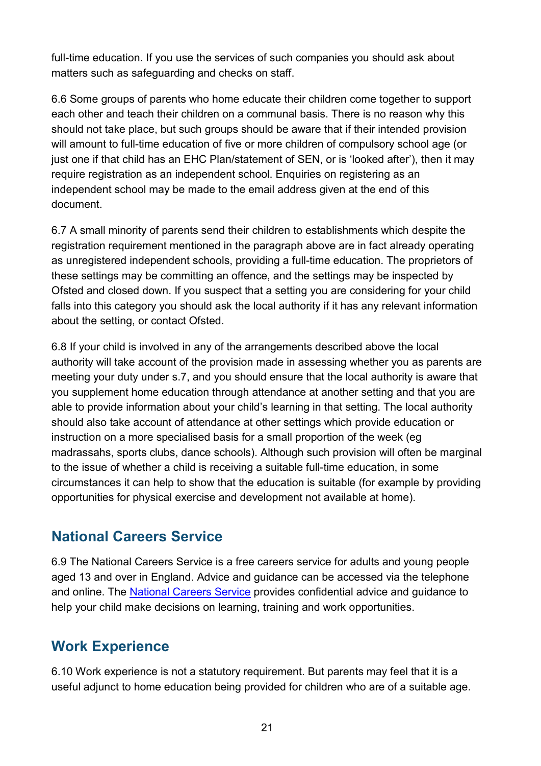full-time education. If you use the services of such companies you should ask about matters such as safeguarding and checks on staff.

6.6 Some groups of parents who home educate their children come together to support each other and teach their children on a communal basis. There is no reason why this should not take place, but such groups should be aware that if their intended provision will amount to full-time education of five or more children of compulsory school age (or just one if that child has an EHC Plan/statement of SEN, or is 'looked after'), then it may require registration as an independent school. Enquiries on registering as an independent school may be made to the email address given at the end of this document.

6.7 A small minority of parents send their children to establishments which despite the registration requirement mentioned in the paragraph above are in fact already operating as unregistered independent schools, providing a full-time education. The proprietors of these settings may be committing an offence, and the settings may be inspected by Ofsted and closed down. If you suspect that a setting you are considering for your child falls into this category you should ask the local authority if it has any relevant information about the setting, or contact Ofsted.

6.8 If your child is involved in any of the arrangements described above the local authority will take account of the provision made in assessing whether you as parents are meeting your duty under s.7, and you should ensure that the local authority is aware that you supplement home education through attendance at another setting and that you are able to provide information about your child's learning in that setting. The local authority should also take account of attendance at other settings which provide education or instruction on a more specialised basis for a small proportion of the week (eg madrassahs, sports clubs, dance schools). Although such provision will often be marginal to the issue of whether a child is receiving a suitable full-time education, in some circumstances it can help to show that the education is suitable (for example by providing opportunities for physical exercise and development not available at home).

## National Careers Service

6.9 The National Careers Service is a free careers service for adults and young people aged 13 and over in England. Advice and guidance can be accessed via the telephone and online. The National Careers Service provides confidential advice and guidance to help your child make decisions on learning, training and work opportunities.

## Work Experience

6.10 Work experience is not a statutory requirement. But parents may feel that it is a useful adjunct to home education being provided for children who are of a suitable age.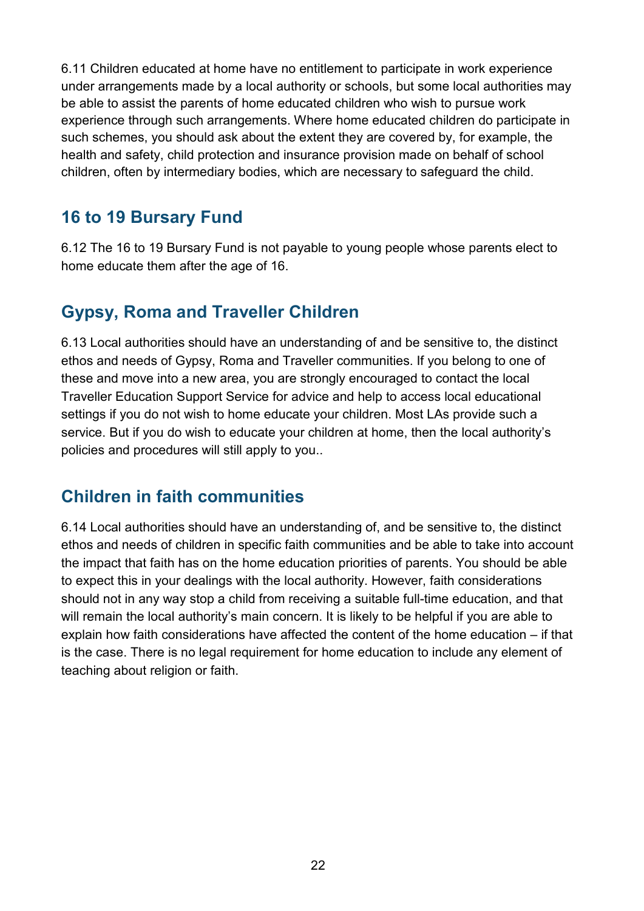6.11 Children educated at home have no entitlement to participate in work experience under arrangements made by a local authority or schools, but some local authorities may be able to assist the parents of home educated children who wish to pursue work experience through such arrangements. Where home educated children do participate in such schemes, you should ask about the extent they are covered by, for example, the health and safety, child protection and insurance provision made on behalf of school children, often by intermediary bodies, which are necessary to safeguard the child.

## 16 to 19 Bursary Fund

6.12 The 16 to 19 Bursary Fund is not payable to young people whose parents elect to home educate them after the age of 16.

## Gypsy, Roma and Traveller Children

6.13 Local authorities should have an understanding of and be sensitive to, the distinct ethos and needs of Gypsy, Roma and Traveller communities. If you belong to one of these and move into a new area, you are strongly encouraged to contact the local Traveller Education Support Service for advice and help to access local educational settings if you do not wish to home educate your children. Most LAs provide such a service. But if you do wish to educate your children at home, then the local authority's policies and procedures will still apply to you..

## Children in faith communities

6.14 Local authorities should have an understanding of, and be sensitive to, the distinct ethos and needs of children in specific faith communities and be able to take into account the impact that faith has on the home education priorities of parents. You should be able to expect this in your dealings with the local authority. However, faith considerations should not in any way stop a child from receiving a suitable full-time education, and that will remain the local authority's main concern. It is likely to be helpful if you are able to explain how faith considerations have affected the content of the home education – if that is the case. There is no legal requirement for home education to include any element of teaching about religion or faith.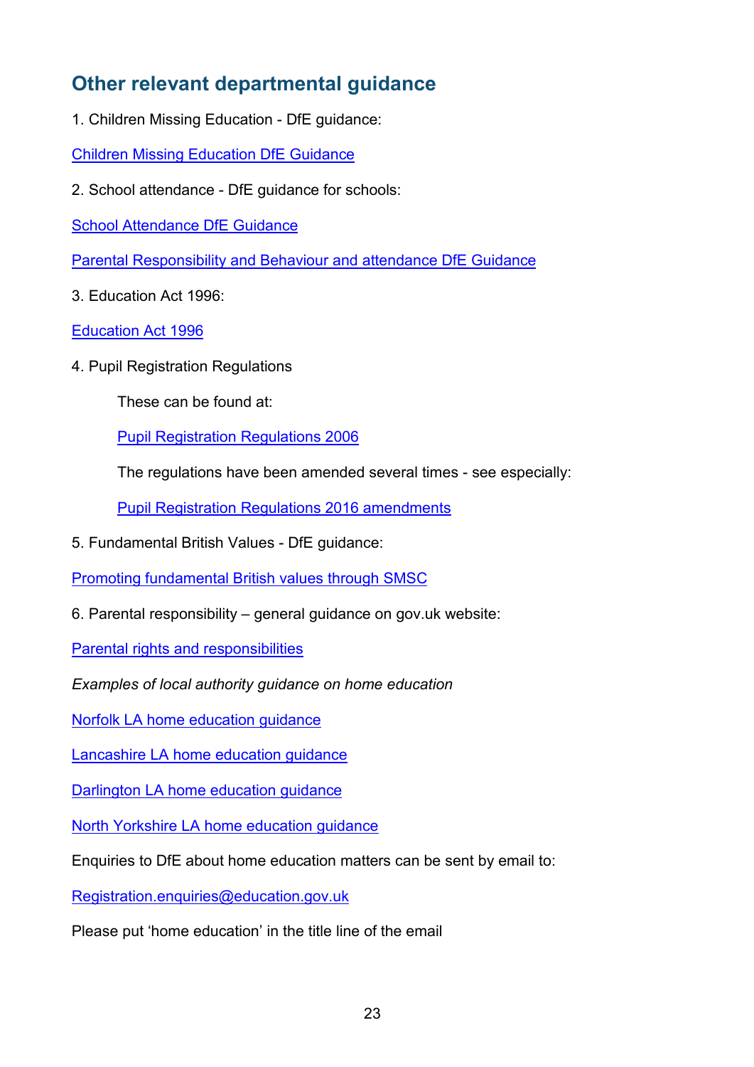## Other relevant departmental guidance

1. Children Missing Education - DfE guidance:

Children Missing Education DfE Guidance

2. School attendance - DfE guidance for schools:

School Attendance DfE Guidance

Parental Responsibility and Behaviour and attendance DfE Guidance

3. Education Act 1996:

Education Act 1996

4. Pupil Registration Regulations

    These can be found at:

    Pupil Registration Regulations 2006

    The regulations have been amended several times - see especially:

    Pupil Registration Regulations 2016 amendments

5. Fundamental British Values - DfE guidance:

Promoting fundamental British values through SMSC

6. Parental responsibility – general guidance on gov.uk website:

Parental rights and responsibilities

*Examples of local authority guidance on home education*

Norfolk LA home education guidance

Lancashire LA home education guidance

Darlington LA home education guidance

North Yorkshire LA home education guidance

Enquiries to DfE about home education matters can be sent by email to:

Registration.enquiries@education.gov.uk

Please put 'home education' in the title line of the email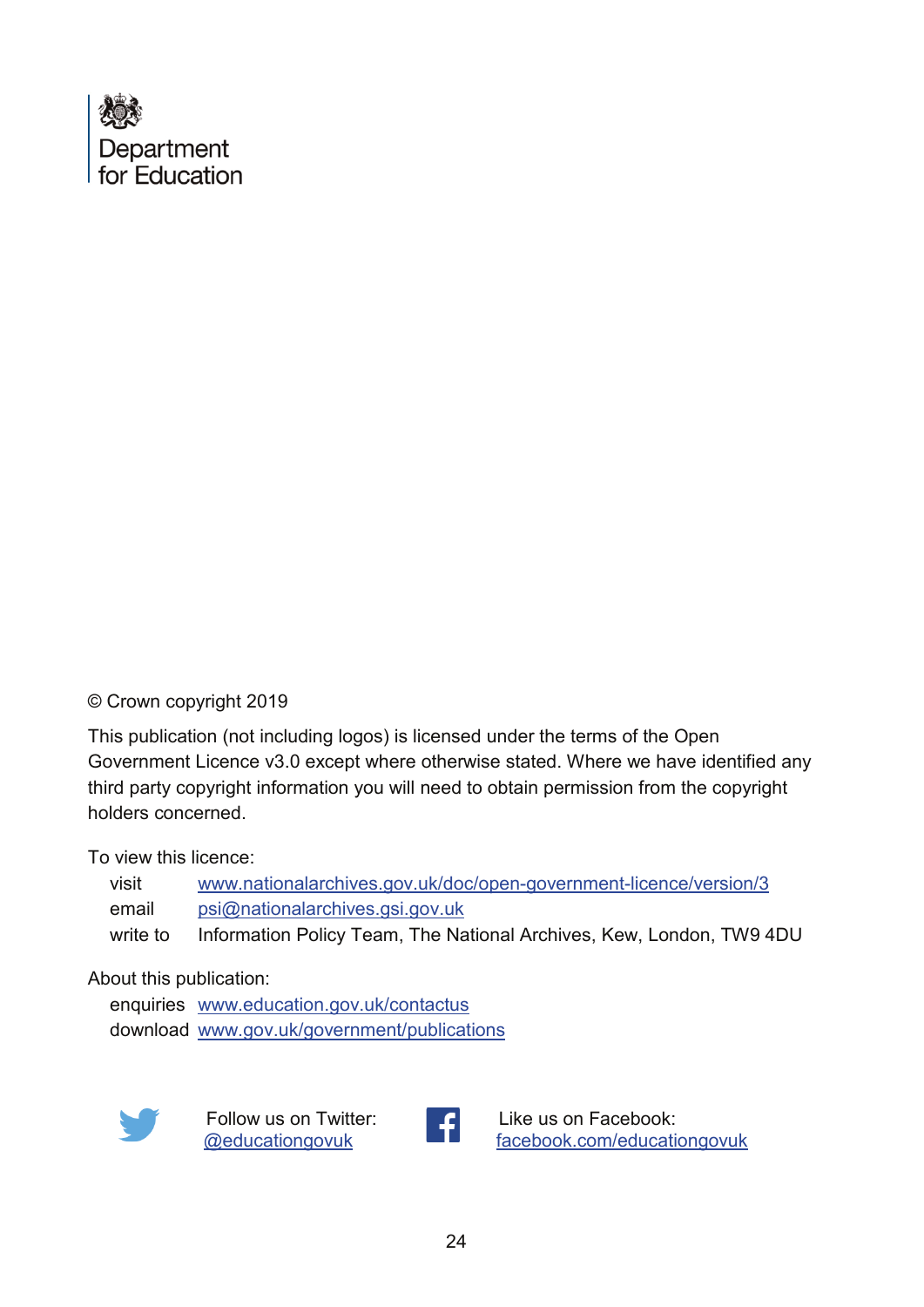Department for Education

© Crown copyright 2019

This publication (not including logos) is licensed under the terms of the Open Government Licence v3.0 except where otherwise stated. Where we have identified any third party copyright information you will need to obtain permission from the copyright holders concerned.

To view this licence:

| | |
|---|---|
| visit | www.nationalarchives.gov.uk/doc/open-government-licence/version/3 |
| email | psi@nationalarchives.gsi.gov.uk |
| write to | Information Policy Team, The National Archives, Kew, London, TW9 4DU |

About this publication:

| | |
|---|---|
| enquiries | www.education.gov.uk/contactus |
| download | www.gov.uk/government/publications |

Follow us on Twitter: @educationgovuk

Like us on Facebook: facebook.com/educationgovuk